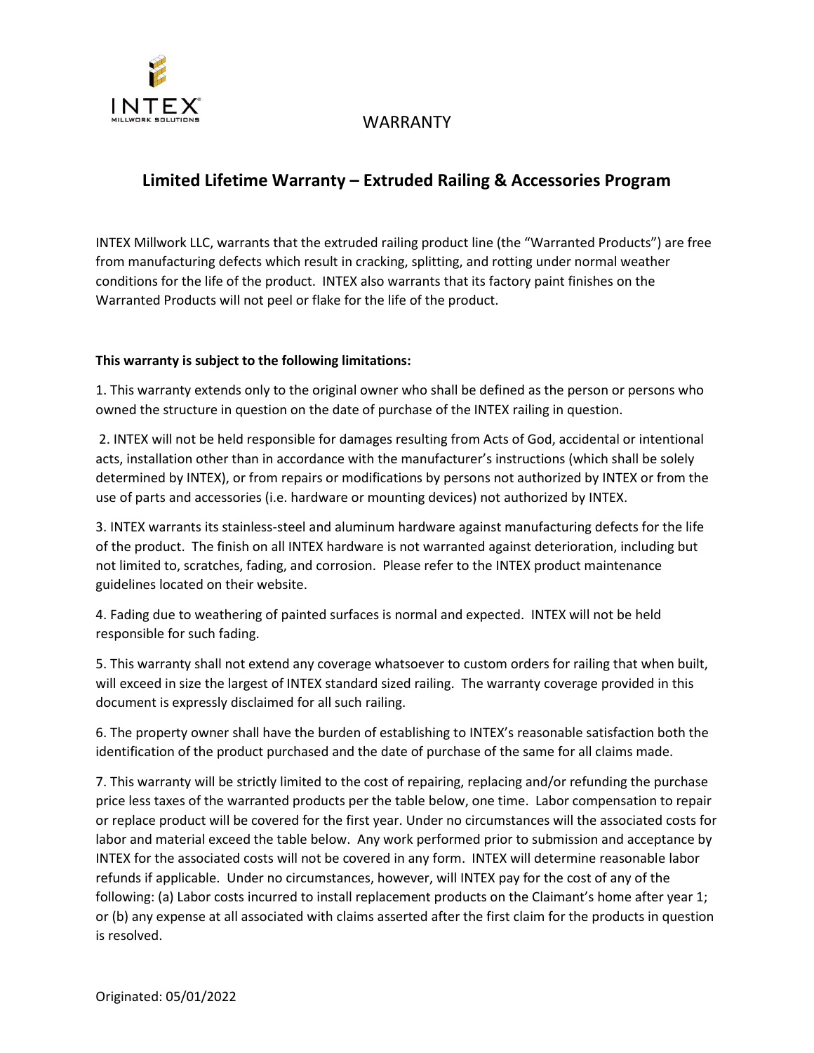INTEX

MILLWORK SOLUTIONS

WARRANTY

## Limited Lifetime Warranty – Extruded Railing & Accessories Program

INTEX Millwork LLC, warrants that the extruded railing product line (the "Warranted Products") are free from manufacturing defects which result in cracking, splitting, and rotting under normal weather conditions for the life of the product. INTEX also warrants that its factory paint finishes on the Warranted Products will not peel or flake for the life of the product.

**This warranty is subject to the following limitations:**

1. This warranty extends only to the original owner who shall be defined as the person or persons who owned the structure in question on the date of purchase of the INTEX railing in question.

2. INTEX will not be held responsible for damages resulting from Acts of God, accidental or intentional acts, installation other than in accordance with the manufacturer's instructions (which shall be solely determined by INTEX), or from repairs or modifications by persons not authorized by INTEX or from the use of parts and accessories (i.e. hardware or mounting devices) not authorized by INTEX.

3. INTEX warrants its stainless-steel and aluminum hardware against manufacturing defects for the life of the product. The finish on all INTEX hardware is not warranted against deterioration, including but not limited to, scratches, fading, and corrosion. Please refer to the INTEX product maintenance guidelines located on their website.

4. Fading due to weathering of painted surfaces is normal and expected. INTEX will not be held responsible for such fading.

5. This warranty shall not extend any coverage whatsoever to custom orders for railing that when built, will exceed in size the largest of INTEX standard sized railing. The warranty coverage provided in this document is expressly disclaimed for all such railing.

6. The property owner shall have the burden of establishing to INTEX's reasonable satisfaction both the identification of the product purchased and the date of purchase of the same for all claims made.

7. This warranty will be strictly limited to the cost of repairing, replacing and/or refunding the purchase price less taxes of the warranted products per the table below, one time. Labor compensation to repair or replace product will be covered for the first year. Under no circumstances will the associated costs for labor and material exceed the table below. Any work performed prior to submission and acceptance by INTEX for the associated costs will not be covered in any form. INTEX will determine reasonable labor refunds if applicable. Under no circumstances, however, will INTEX pay for the cost of any of the following: (a) Labor costs incurred to install replacement products on the Claimant's home after year 1; or (b) any expense at all associated with claims asserted after the first claim for the products in question is resolved.

Originated: 05/01/2022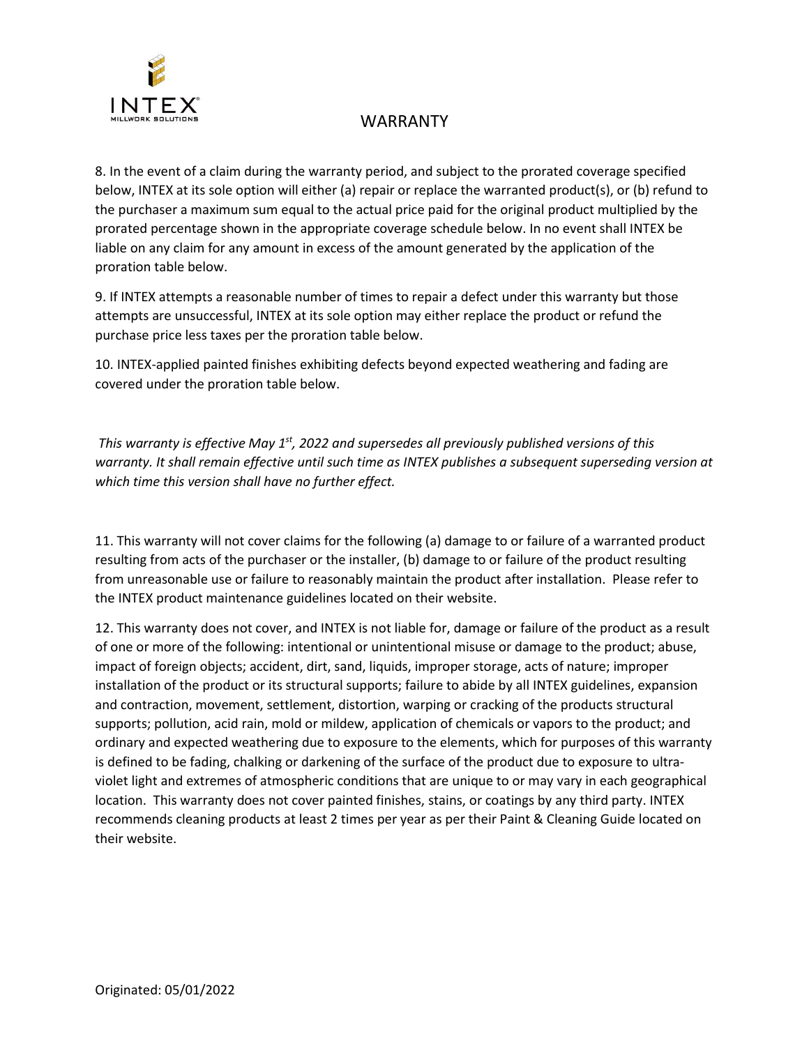# WARRANTY

8. In the event of a claim during the warranty period, and subject to the prorated coverage specified below, INTEX at its sole option will either (a) repair or replace the warranted product(s), or (b) refund to the purchaser a maximum sum equal to the actual price paid for the original product multiplied by the prorated percentage shown in the appropriate coverage schedule below. In no event shall INTEX be liable on any claim for any amount in excess of the amount generated by the application of the proration table below.

9. If INTEX attempts a reasonable number of times to repair a defect under this warranty but those attempts are unsuccessful, INTEX at its sole option may either replace the product or refund the purchase price less taxes per the proration table below.

10. INTEX-applied painted finishes exhibiting defects beyond expected weathering and fading are covered under the proration table below.

*This warranty is effective May 1st, 2022 and supersedes all previously published versions of this warranty. It shall remain effective until such time as INTEX publishes a subsequent superseding version at which time this version shall have no further effect.*

11. This warranty will not cover claims for the following (a) damage to or failure of a warranted product resulting from acts of the purchaser or the installer, (b) damage to or failure of the product resulting from unreasonable use or failure to reasonably maintain the product after installation. Please refer to the INTEX product maintenance guidelines located on their website.

12. This warranty does not cover, and INTEX is not liable for, damage or failure of the product as a result of one or more of the following: intentional or unintentional misuse or damage to the product; abuse, impact of foreign objects; accident, dirt, sand, liquids, improper storage, acts of nature; improper installation of the product or its structural supports; failure to abide by all INTEX guidelines, expansion and contraction, movement, settlement, distortion, warping or cracking of the products structural supports; pollution, acid rain, mold or mildew, application of chemicals or vapors to the product; and ordinary and expected weathering due to exposure to the elements, which for purposes of this warranty is defined to be fading, chalking or darkening of the surface of the product due to exposure to ultra-violet light and extremes of atmospheric conditions that are unique to or may vary in each geographical location. This warranty does not cover painted finishes, stains, or coatings by any third party. INTEX recommends cleaning products at least 2 times per year as per their Paint & Cleaning Guide located on their website.

Originated: 05/01/2022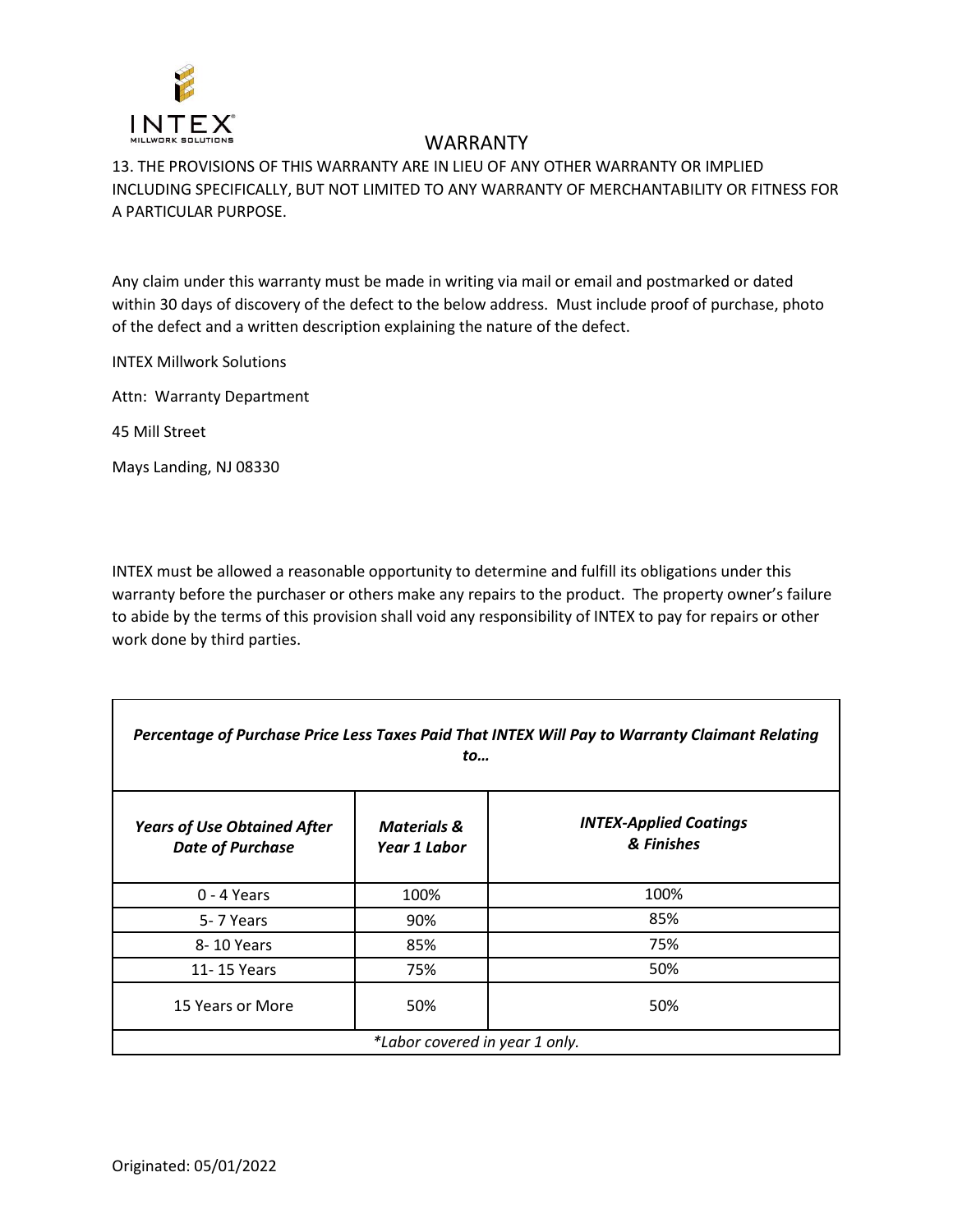INTEX
MILLWORK SOLUTIONS

# WARRANTY

13. THE PROVISIONS OF THIS WARRANTY ARE IN LIEU OF ANY OTHER WARRANTY OR IMPLIED INCLUDING SPECIFICALLY, BUT NOT LIMITED TO ANY WARRANTY OF MERCHANTABILITY OR FITNESS FOR A PARTICULAR PURPOSE.

Any claim under this warranty must be made in writing via mail or email and postmarked or dated within 30 days of discovery of the defect to the below address. Must include proof of purchase, photo of the defect and a written description explaining the nature of the defect.

INTEX Millwork Solutions

Attn: Warranty Department

45 Mill Street

Mays Landing, NJ 08330

INTEX must be allowed a reasonable opportunity to determine and fulfill its obligations under this warranty before the purchaser or others make any repairs to the product. The property owner's failure to abide by the terms of this provision shall void any responsibility of INTEX to pay for repairs or other work done by third parties.

| *Percentage of Purchase Price Less Taxes Paid That INTEX Will Pay to Warranty Claimant Relating to…* | | |
|---|---|---|
| ***Years of Use Obtained After Date of Purchase*** | ***Materials & Year 1 Labor*** | ***INTEX-Applied Coatings & Finishes*** |
| 0 - 4 Years | 100% | 100% |
| 5- 7 Years | 90% | 85% |
| 8- 10 Years | 85% | 75% |
| 11- 15 Years | 75% | 50% |
| 15 Years or More | 50% | 50% |
| *\*Labor covered in year 1 only.* | | |

Originated: 05/01/2022